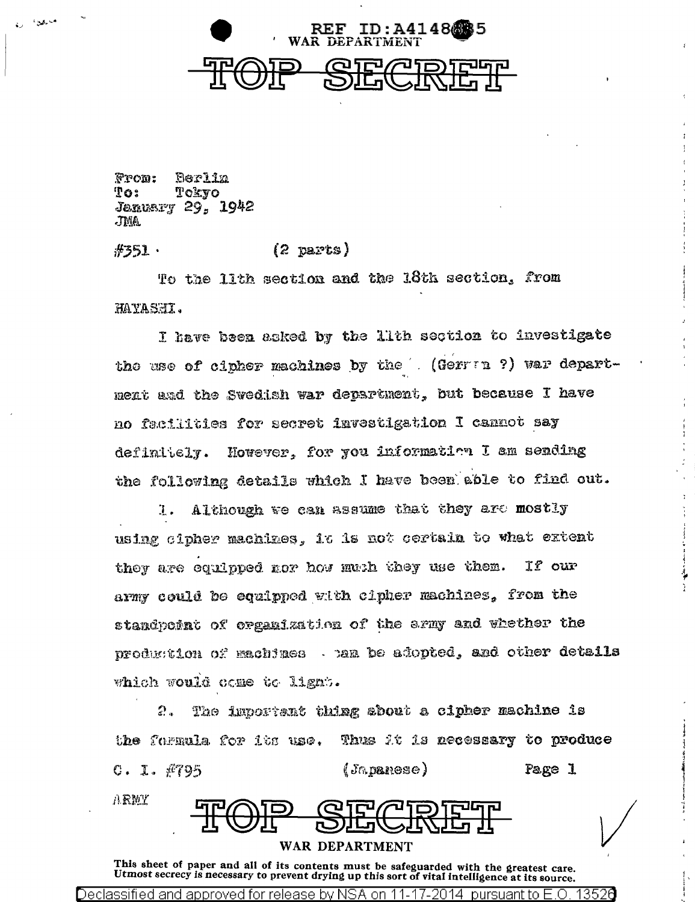REF ID:A4148885
WAR DEPARTMENT

# TOP SECRET

From: Berlin
To: Tokyo
January 29, 1942
JMA

#351 · (2 parts)

To the 11th section and the 18th section, from HAYASHI.

I have been asked by the 11th section to investigate the use of cipher machines by the (German ?) war department and the Swedish war department, but because I have no facilities for secret investigation I cannot say definitely. However, for you information I am sending the following details which I have been able to find out.

1. Although we can assume that they are mostly using cipher machines, it is not certain to what extent they are equipped nor how much they use them. If our army could be equipped with cipher machines, from the standpoint of organization of the army and whether the production of machines can be adopted, and other details which would come to light.

2. The important thing about a cipher machine is the formula for its use. Thus it is necessary to produce

C. I. #795 (Japanese)

ARMY

TOP SECRET

WAR DEPARTMENT

This sheet of paper and all of its contents must be safeguarded with the greatest care. Utmost secrecy is necessary to prevent drying up this sort of vital intelligence at its source.

Declassified and approved for release by NSA on 11-17-2014 pursuant to E.O. 13526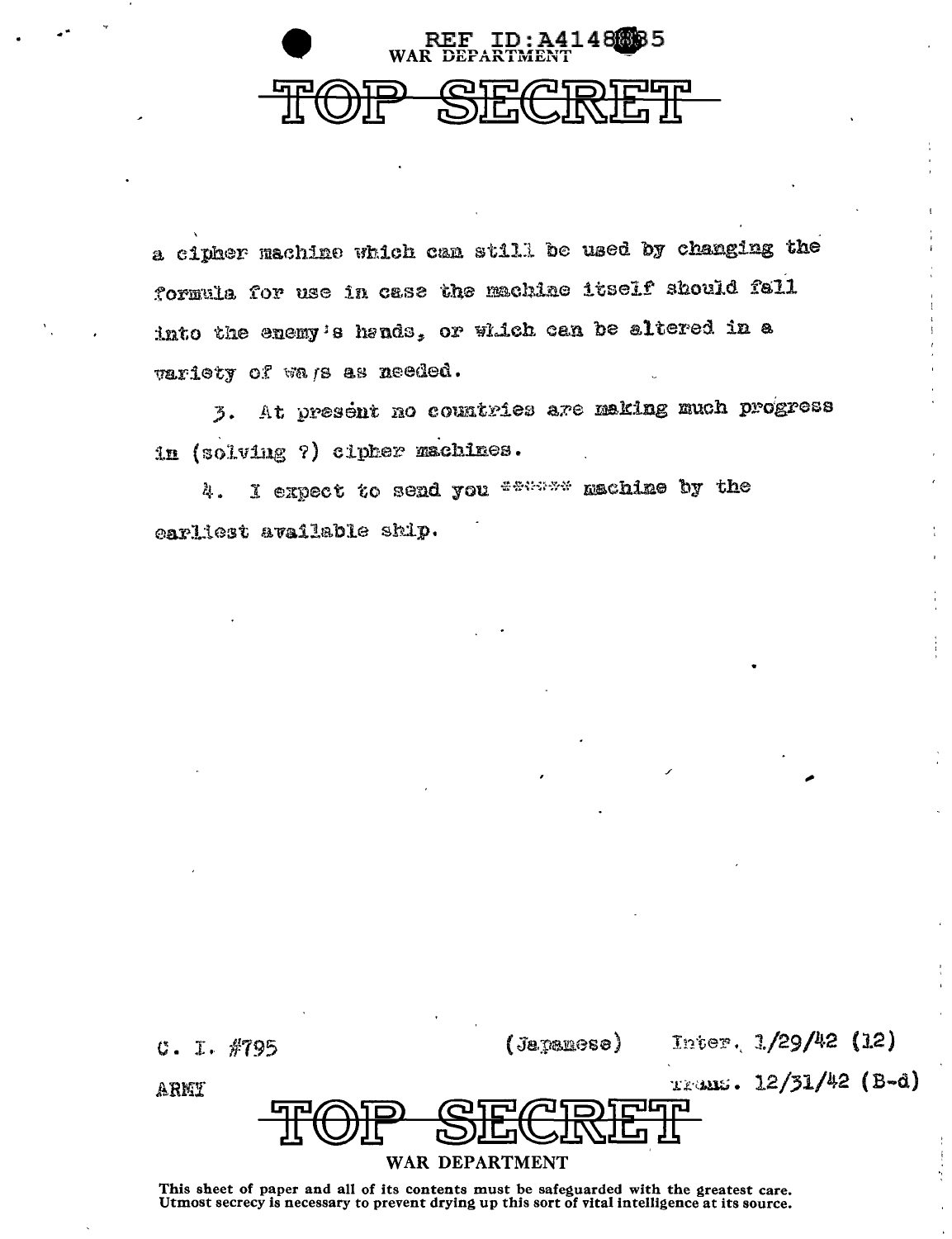a cipher machine which can still be used by changing the formula for use in case the machine itself should fall into the enemy's hands, or which can be altered in a variety of ways as needed.

3. At present no countries are making much progress in (solving ?) cipher machines.

4. I expect to send you ***** machine by the earliest available ship.

C. I. #795 (Japanese) Inter. 1/29/42 (12)

ARMY Trans. 12/31/42 (B-d)

This sheet of paper and all of its contents must be safeguarded with the greatest care. Utmost secrecy is necessary to prevent drying up this sort of vital intelligence at its source.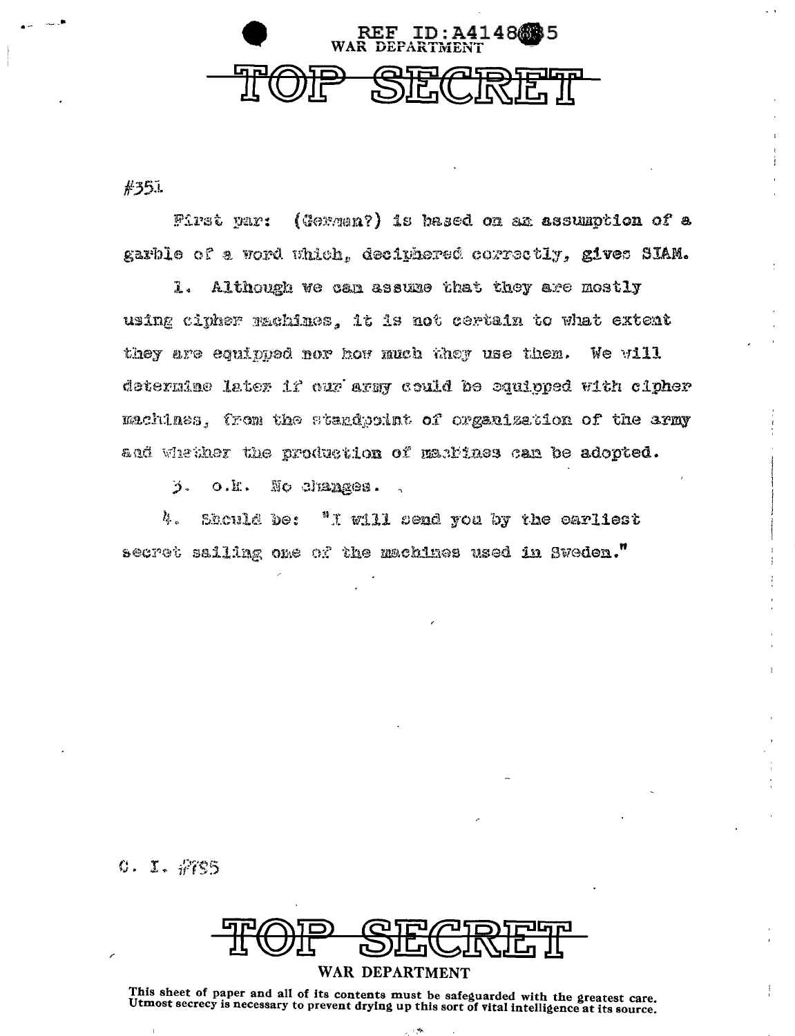# TOP SECRET

#351

First par: (German?) is based on an assumption of a garble of a word which, deciphered correctly, gives SIAM.

1. Although we can assume that they are mostly using cipher machines, it is not certain to what extent they are equipped nor how much they use them. We will determine later if our army could be equipped with cipher machines, from the standpoint of organization of the army and whether the production of machines can be adopted.

3. o.k. No changes.

4. Should be: "I will send you by the earliest secret sailing one of the machines used in Sweden."

C. I. #785

TOP SECRET

WAR DEPARTMENT

This sheet of paper and all of its contents must be safeguarded with the greatest care. Utmost secrecy is necessary to prevent drying up this sort of vital intelligence at its source.